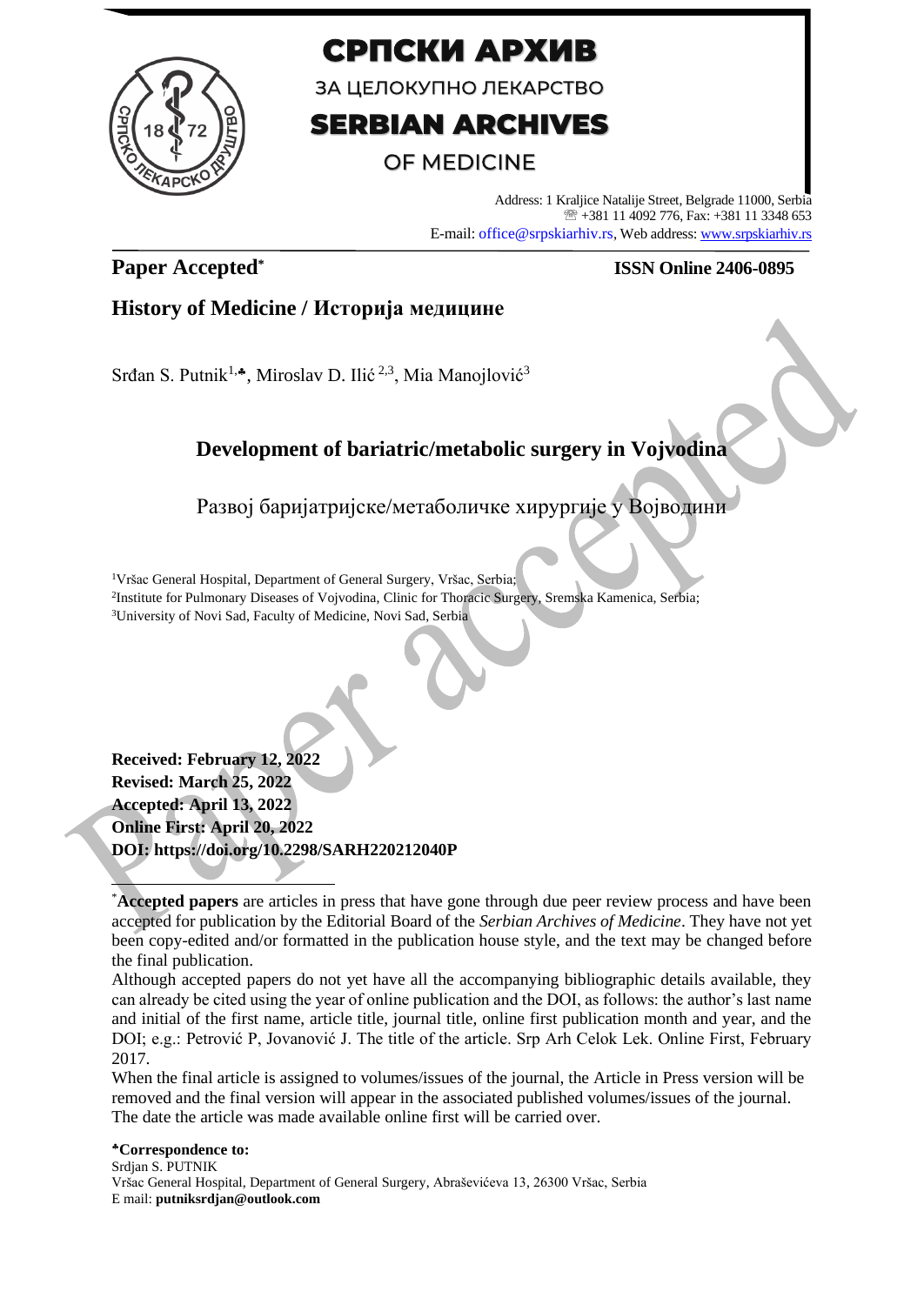# СРПСКИ АРХИВ

ЗА ЦЕЛОКУПНО ЛЕКАРСТВО

# SERBIAN ARCHIVES

OF MEDICINE

Address: 1 Kraljice Natalije Street, Belgrade 11000, Serbia
☏ +381 11 4092 776, Fax: +381 11 3348 653
E-mail: office@srpskiarhiv.rs, Web address: www.srpskiarhiv.rs

**Paper Accepted*** **ISSN Online 2406-0895**

## History of Medicine / Историја медицине

Srđan S. Putnik[1,♣], Miroslav D. Ilić[2,3], Mia Manojlović[3]

# Development of bariatric/metabolic surgery in Vojvodina

Развој баријатријске/метаболичке хирургије у Војводини

[1]Vršac General Hospital, Department of General Surgery, Vršac, Serbia;
[2]Institute for Pulmonary Diseases of Vojvodina, Clinic for Thoracic Surgery, Sremska Kamenica, Serbia;
[3]University of Novi Sad, Faculty of Medicine, Novi Sad, Serbia

**Received: February 12, 2022**
**Revised: March 25, 2022**
**Accepted: April 13, 2022**
**Online First: April 20, 2022**
**DOI: https://doi.org/10.2298/SARH220212040P**

*__Accepted papers__ are articles in press that have gone through due peer review process and have been accepted for publication by the Editorial Board of the *Serbian Archives of Medicine*. They have not yet been copy-edited and/or formatted in the publication house style, and the text may be changed before the final publication.

Although accepted papers do not yet have all the accompanying bibliographic details available, they can already be cited using the year of online publication and the DOI, as follows: the author's last name and initial of the first name, article title, journal title, online first publication month and year, and the DOI; e.g.: Petrović P, Jovanović J. The title of the article. Srp Arh Celok Lek. Online First, February 2017.

When the final article is assigned to volumes/issues of the journal, the Article in Press version will be removed and the final version will appear in the associated published volumes/issues of the journal. The date the article was made available online first will be carried over.

**♣Correspondence to:**
Srdjan S. PUTNIK
Vršac General Hospital, Department of General Surgery, Abraševićeva 13, 26300 Vršac, Serbia
E mail: **putniksrdjan@outlook.com**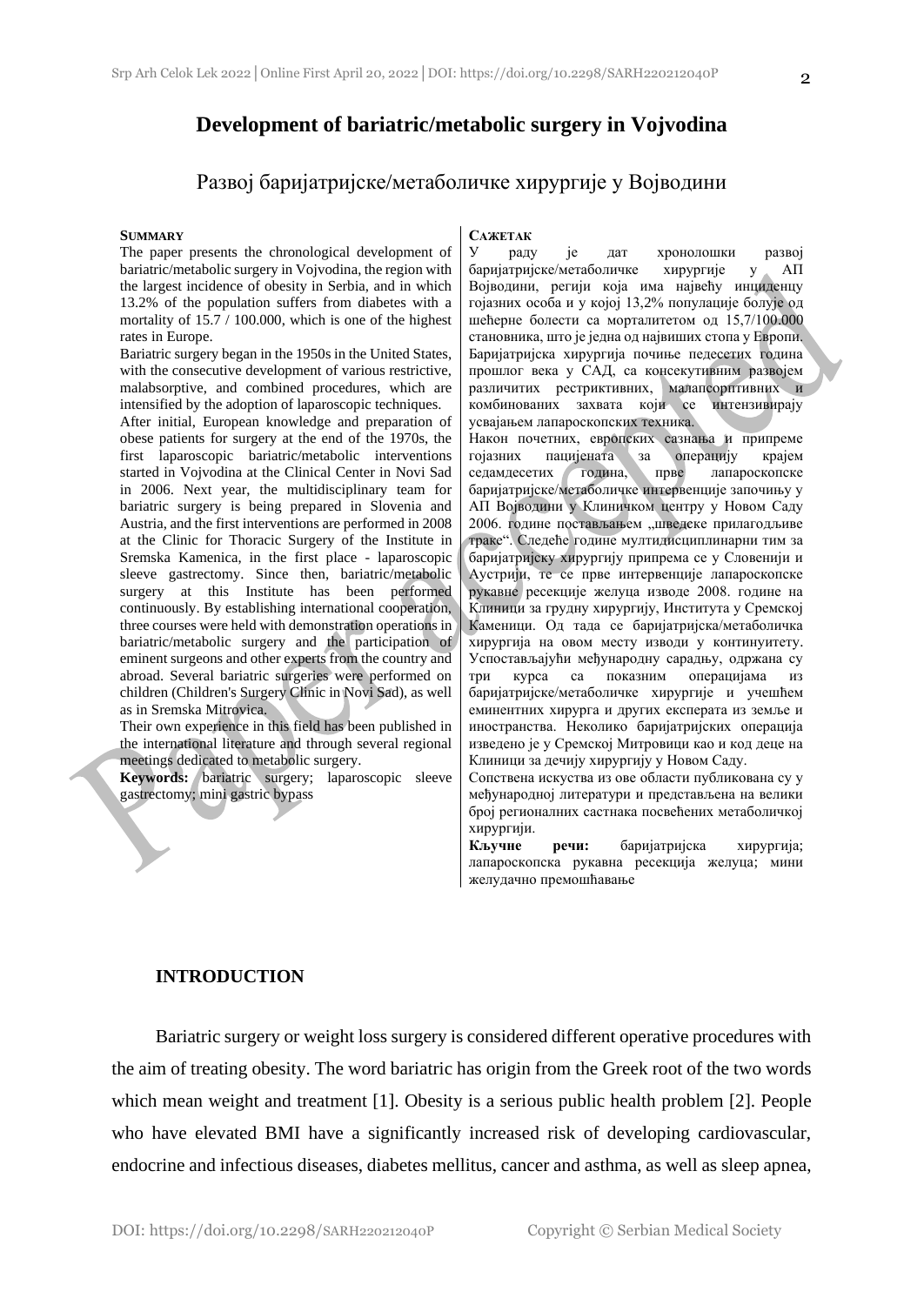# Development of bariatric/metabolic surgery in Vojvodina

# Развој баријатријске/метаболичке хирургије у Војводини

**SUMMARY**

The paper presents the chronological development of bariatric/metabolic surgery in Vojvodina, the region with the largest incidence of obesity in Serbia, and in which 13.2% of the population suffers from diabetes with a mortality of 15.7 / 100.000, which is one of the highest rates in Europe.

Bariatric surgery began in the 1950s in the United States, with the consecutive development of various restrictive, malabsorptive, and combined procedures, which are intensified by the adoption of laparoscopic techniques.

After initial, European knowledge and preparation of obese patients for surgery at the end of the 1970s, the first laparoscopic bariatric/metabolic interventions started in Vojvodina at the Clinical Center in Novi Sad in 2006. Next year, the multidisciplinary team for bariatric surgery is being prepared in Slovenia and Austria, and the first interventions are performed in 2008 at the Clinic for Thoracic Surgery of the Institute in Sremska Kamenica, in the first place - laparoscopic sleeve gastrectomy. Since then, bariatric/metabolic surgery at this Institute has been performed continuously. By establishing international cooperation, three courses were held with demonstration operations in bariatric/metabolic surgery and the participation of eminent surgeons and other experts from the country and abroad. Several bariatric surgeries were performed on children (Children's Surgery Clinic in Novi Sad), as well as in Sremska Mitrovica.

Their own experience in this field has been published in the international literature and through several regional meetings dedicated to metabolic surgery.

**Keywords:** bariatric surgery; laparoscopic sleeve gastrectomy; mini gastric bypass

**САЖЕТАК**

У раду је дат хронолошки развој баријатријске/метаболичке хирургије у АП Војводини, регији која има највећу инциденцу гојазних особа и у којој 13,2% популације болује од шећерне болести са морталитетом од 15,7/100.000 становника, што је једна од највиших стопа у Европи.

Баријатријска хирургија почиње педесетих година прошлог века у САД, са консекутивним развојем различитих рестриктивних, малапсорптивних и комбинованих захвата који се интензивирају усвајањем лапароскопских техника.

Након почетних, европских сазнања и припреме гојазних пацијената за операцију крајем седамдесетих година, прве лапароскопске баријатријске/метаболичке интервенције започињу у АП Војводини у Клиничком центру у Новом Саду 2006. године постављањем „шведске прилагодљиве траке". Следеће године мултидисциплинарни тим за баријатријску хирургију припрема се у Словенији и Аустрији, те се прве интервенције лапароскопске рукавне ресекције желуца изводе 2008. године на Клиници за грудну хирургију, Института у Сремској Каменици. Од тада се баријатријска/метаболичка хирургија на овом месту изводи у континуитету. Успостављајући међународну сарадњу, одржана су три курса са показним операцијама из баријатријске/метаболичке хирургије и учешћем еминентних хирурга и других експерата из земље и иностранства. Неколико баријатријских операција изведено је у Сремској Митровици као и код деце на Клиници за дечију хирургију у Новом Саду.

Сопствена искуства из ове области публикована су у међународној литератури и представљена на велики број регионалних састанака посвећених метаболичкој хирургији.

**Кључне речи:** баријатријска хирургија; лапароскопска рукавна ресекција желуца; мини желудачно премошћавање

## INTRODUCTION

Bariatric surgery or weight loss surgery is considered different operative procedures with the aim of treating obesity. The word bariatric has origin from the Greek root of the two words which mean weight and treatment [1]. Obesity is a serious public health problem [2]. People who have elevated BMI have a significantly increased risk of developing cardiovascular, endocrine and infectious diseases, diabetes mellitus, cancer and asthma, as well as sleep apnea,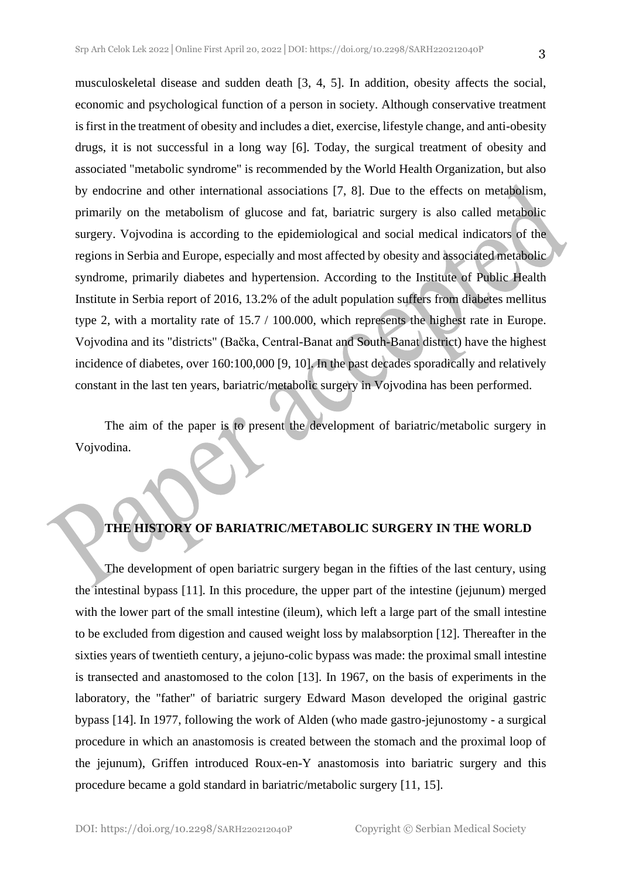musculoskeletal disease and sudden death [3, 4, 5]. In addition, obesity affects the social, economic and psychological function of a person in society. Although conservative treatment is first in the treatment of obesity and includes a diet, exercise, lifestyle change, and anti-obesity drugs, it is not successful in a long way [6]. Today, the surgical treatment of obesity and associated "metabolic syndrome" is recommended by the World Health Organization, but also by endocrine and other international associations [7, 8]. Due to the effects on metabolism, primarily on the metabolism of glucose and fat, bariatric surgery is also called metabolic surgery. Vojvodina is according to the epidemiological and social medical indicators of the regions in Serbia and Europe, especially and most affected by obesity and associated metabolic syndrome, primarily diabetes and hypertension. According to the Institute of Public Health Institute in Serbia report of 2016, 13.2% of the adult population suffers from diabetes mellitus type 2, with a mortality rate of 15.7 / 100.000, which represents the highest rate in Europe. Vojvodina and its "districts" (Bačka, Central-Banat and South-Banat district) have the highest incidence of diabetes, over 160:100,000 [9, 10]. In the past decades sporadically and relatively constant in the last ten years, bariatric/metabolic surgery in Vojvodina has been performed.

The aim of the paper is to present the development of bariatric/metabolic surgery in Vojvodina.

## THE HISTORY OF BARIATRIC/METABOLIC SURGERY IN THE WORLD

The development of open bariatric surgery began in the fifties of the last century, using the intestinal bypass [11]. In this procedure, the upper part of the intestine (jejunum) merged with the lower part of the small intestine (ileum), which left a large part of the small intestine to be excluded from digestion and caused weight loss by malabsorption [12]. Thereafter in the sixties years of twentieth century, a jejuno-colic bypass was made: the proximal small intestine is transected and anastomosed to the colon [13]. In 1967, on the basis of experiments in the laboratory, the "father" of bariatric surgery Edward Mason developed the original gastric bypass [14]. In 1977, following the work of Alden (who made gastro-jejunostomy - a surgical procedure in which an anastomosis is created between the stomach and the proximal loop of the jejunum), Griffen introduced Roux-en-Y anastomosis into bariatric surgery and this procedure became a gold standard in bariatric/metabolic surgery [11, 15].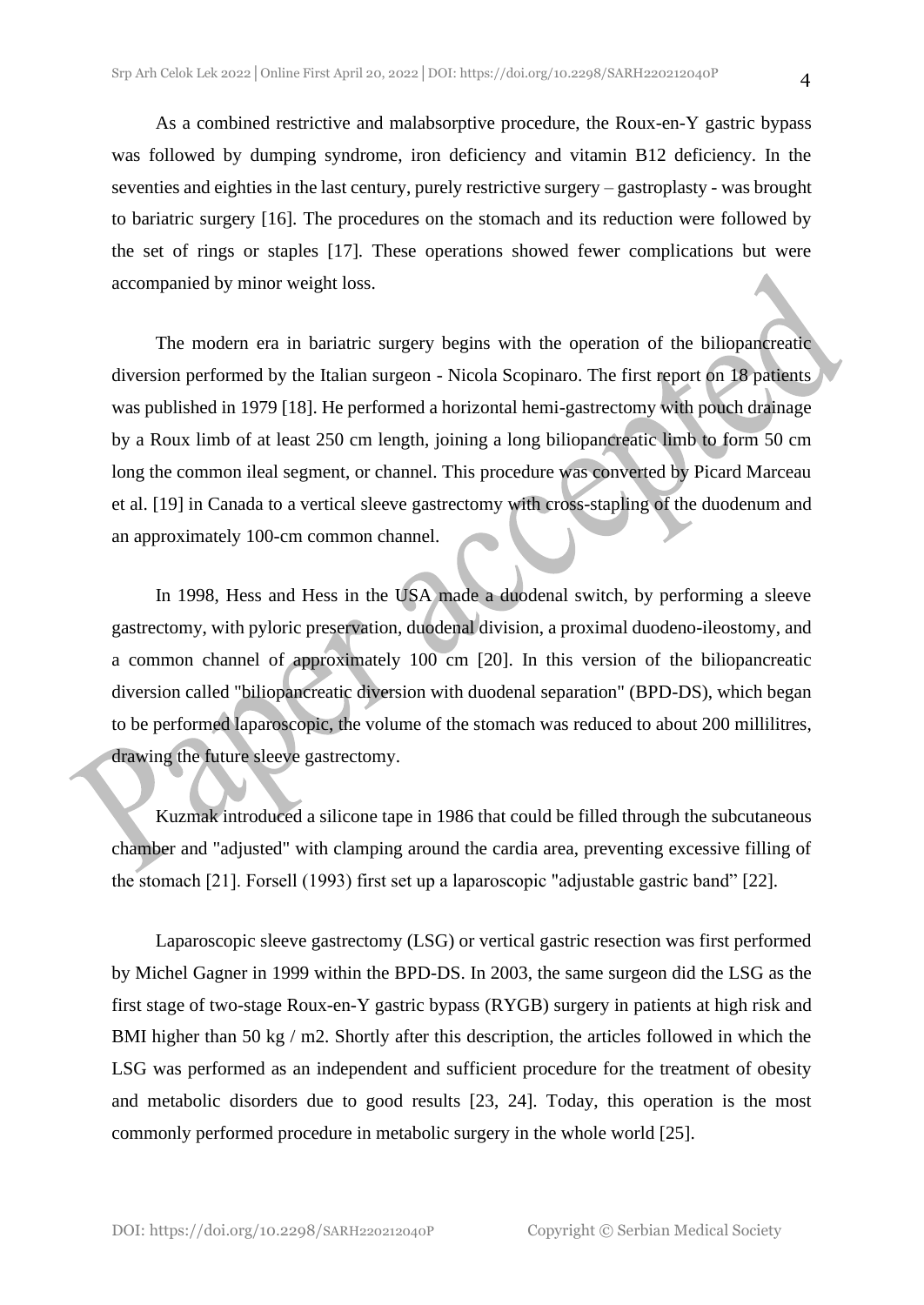As a combined restrictive and malabsorptive procedure, the Roux-en-Y gastric bypass was followed by dumping syndrome, iron deficiency and vitamin B12 deficiency. In the seventies and eighties in the last century, purely restrictive surgery – gastroplasty - was brought to bariatric surgery [16]. The procedures on the stomach and its reduction were followed by the set of rings or staples [17]. These operations showed fewer complications but were accompanied by minor weight loss.

The modern era in bariatric surgery begins with the operation of the biliopancreatic diversion performed by the Italian surgeon - Nicola Scopinaro. The first report on 18 patients was published in 1979 [18]. He performed a horizontal hemi-gastrectomy with pouch drainage by a Roux limb of at least 250 cm length, joining a long biliopancreatic limb to form 50 cm long the common ileal segment, or channel. This procedure was converted by Picard Marceau et al. [19] in Canada to a vertical sleeve gastrectomy with cross-stapling of the duodenum and an approximately 100-cm common channel.

In 1998, Hess and Hess in the USA made a duodenal switch, by performing a sleeve gastrectomy, with pyloric preservation, duodenal division, a proximal duodeno-ileostomy, and a common channel of approximately 100 cm [20]. In this version of the biliopancreatic diversion called "biliopancreatic diversion with duodenal separation" (BPD-DS), which began to be performed laparoscopic, the volume of the stomach was reduced to about 200 millilitres, drawing the future sleeve gastrectomy.

Kuzmak introduced a silicone tape in 1986 that could be filled through the subcutaneous chamber and "adjusted" with clamping around the cardia area, preventing excessive filling of the stomach [21]. Forsell (1993) first set up a laparoscopic "adjustable gastric band" [22].

Laparoscopic sleeve gastrectomy (LSG) or vertical gastric resection was first performed by Michel Gagner in 1999 within the BPD-DS. In 2003, the same surgeon did the LSG as the first stage of two-stage Roux-en-Y gastric bypass (RYGB) surgery in patients at high risk and BMI higher than 50 kg / m2. Shortly after this description, the articles followed in which the LSG was performed as an independent and sufficient procedure for the treatment of obesity and metabolic disorders due to good results [23, 24]. Today, this operation is the most commonly performed procedure in metabolic surgery in the whole world [25].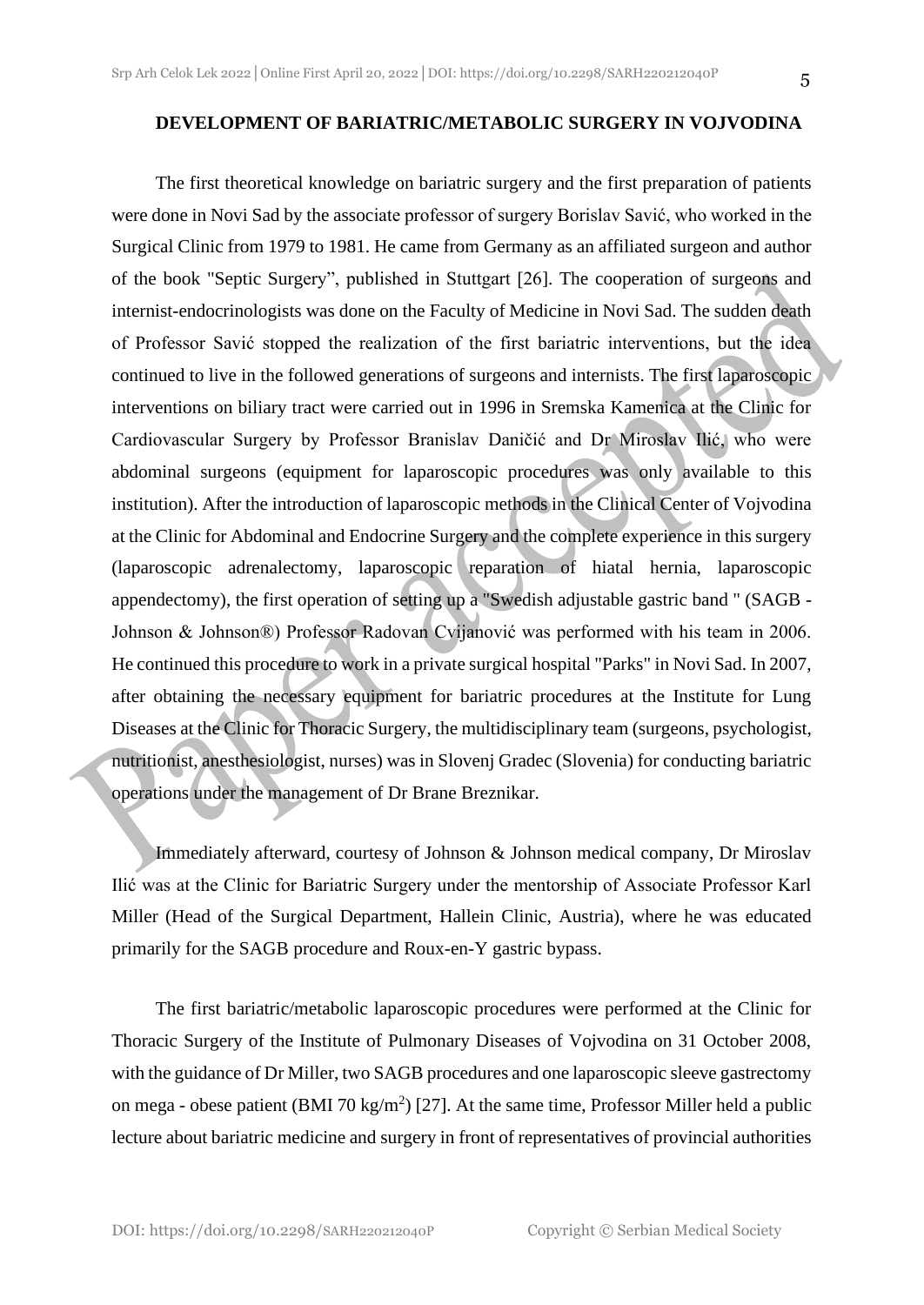## DEVELOPMENT OF BARIATRIC/METABOLIC SURGERY IN VOJVODINA

The first theoretical knowledge on bariatric surgery and the first preparation of patients were done in Novi Sad by the associate professor of surgery Borislav Savić, who worked in the Surgical Clinic from 1979 to 1981. He came from Germany as an affiliated surgeon and author of the book "Septic Surgery", published in Stuttgart [26]. The cooperation of surgeons and internist-endocrinologists was done on the Faculty of Medicine in Novi Sad. The sudden death of Professor Savić stopped the realization of the first bariatric interventions, but the idea continued to live in the followed generations of surgeons and internists. The first laparoscopic interventions on biliary tract were carried out in 1996 in Sremska Kamenica at the Clinic for Cardiovascular Surgery by Professor Branislav Daničić and Dr Miroslav Ilić, who were abdominal surgeons (equipment for laparoscopic procedures was only available to this institution). After the introduction of laparoscopic methods in the Clinical Center of Vojvodina at the Clinic for Abdominal and Endocrine Surgery and the complete experience in this surgery (laparoscopic adrenalectomy, laparoscopic reparation of hiatal hernia, laparoscopic appendectomy), the first operation of setting up a "Swedish adjustable gastric band " (SAGB - Johnson & Johnson®) Professor Radovan Cvijanović was performed with his team in 2006. He continued this procedure to work in a private surgical hospital "Parks" in Novi Sad. In 2007, after obtaining the necessary equipment for bariatric procedures at the Institute for Lung Diseases at the Clinic for Thoracic Surgery, the multidisciplinary team (surgeons, psychologist, nutritionist, anesthesiologist, nurses) was in Slovenj Gradec (Slovenia) for conducting bariatric operations under the management of Dr Brane Breznikar.

Immediately afterward, courtesy of Johnson & Johnson medical company, Dr Miroslav Ilić was at the Clinic for Bariatric Surgery under the mentorship of Associate Professor Karl Miller (Head of the Surgical Department, Hallein Clinic, Austria), where he was educated primarily for the SAGB procedure and Roux-en-Y gastric bypass.

The first bariatric/metabolic laparoscopic procedures were performed at the Clinic for Thoracic Surgery of the Institute of Pulmonary Diseases of Vojvodina on 31 October 2008, with the guidance of Dr Miller, two SAGB procedures and one laparoscopic sleeve gastrectomy on mega - obese patient (BMI 70 kg/m$^2$) [27]. At the same time, Professor Miller held a public lecture about bariatric medicine and surgery in front of representatives of provincial authorities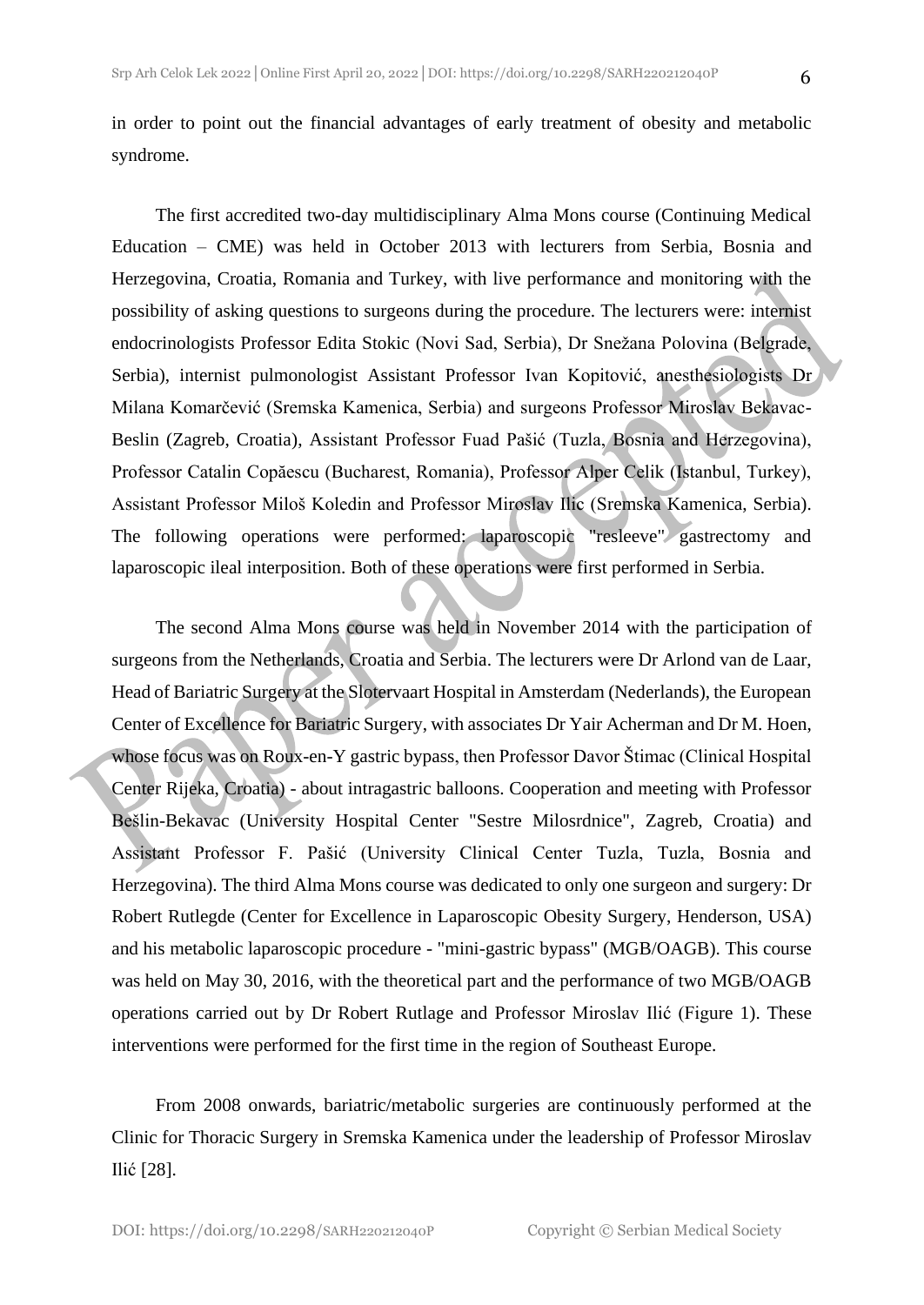in order to point out the financial advantages of early treatment of obesity and metabolic syndrome.

The first accredited two-day multidisciplinary Alma Mons course (Continuing Medical Education – CME) was held in October 2013 with lecturers from Serbia, Bosnia and Herzegovina, Croatia, Romania and Turkey, with live performance and monitoring with the possibility of asking questions to surgeons during the procedure. The lecturers were: internist endocrinologists Professor Edita Stokic (Novi Sad, Serbia), Dr Snežana Polovina (Belgrade, Serbia), internist pulmonologist Assistant Professor Ivan Kopitović, anesthesiologists Dr Milana Komarčević (Sremska Kamenica, Serbia) and surgeons Professor Miroslav Bekavac-Beslin (Zagreb, Croatia), Assistant Professor Fuad Pašić (Tuzla, Bosnia and Herzegovina), Professor Catalin Copăescu (Bucharest, Romania), Professor Alper Celik (Istanbul, Turkey), Assistant Professor Miloš Koledin and Professor Miroslav Ilic (Sremska Kamenica, Serbia). The following operations were performed: laparoscopic "resleeve" gastrectomy and laparoscopic ileal interposition. Both of these operations were first performed in Serbia.

The second Alma Mons course was held in November 2014 with the participation of surgeons from the Netherlands, Croatia and Serbia. The lecturers were Dr Arlond van de Laar, Head of Bariatric Surgery at the Slotervaart Hospital in Amsterdam (Nederlands), the European Center of Excellence for Bariatric Surgery, with associates Dr Yair Acherman and Dr M. Hoen, whose focus was on Roux-en-Y gastric bypass, then Professor Davor Štimac (Clinical Hospital Center Rijeka, Croatia) - about intragastric balloons. Cooperation and meeting with Professor Bešlin-Bekavac (University Hospital Center "Sestre Milosrdnice", Zagreb, Croatia) and Assistant Professor F. Pašić (University Clinical Center Tuzla, Tuzla, Bosnia and Herzegovina). The third Alma Mons course was dedicated to only one surgeon and surgery: Dr Robert Rutlegde (Center for Excellence in Laparoscopic Obesity Surgery, Henderson, USA) and his metabolic laparoscopic procedure - "mini-gastric bypass" (MGB/OAGB). This course was held on May 30, 2016, with the theoretical part and the performance of two MGB/OAGB operations carried out by Dr Robert Rutlage and Professor Miroslav Ilić (Figure 1). These interventions were performed for the first time in the region of Southeast Europe.

From 2008 onwards, bariatric/metabolic surgeries are continuously performed at the Clinic for Thoracic Surgery in Sremska Kamenica under the leadership of Professor Miroslav Ilić [28].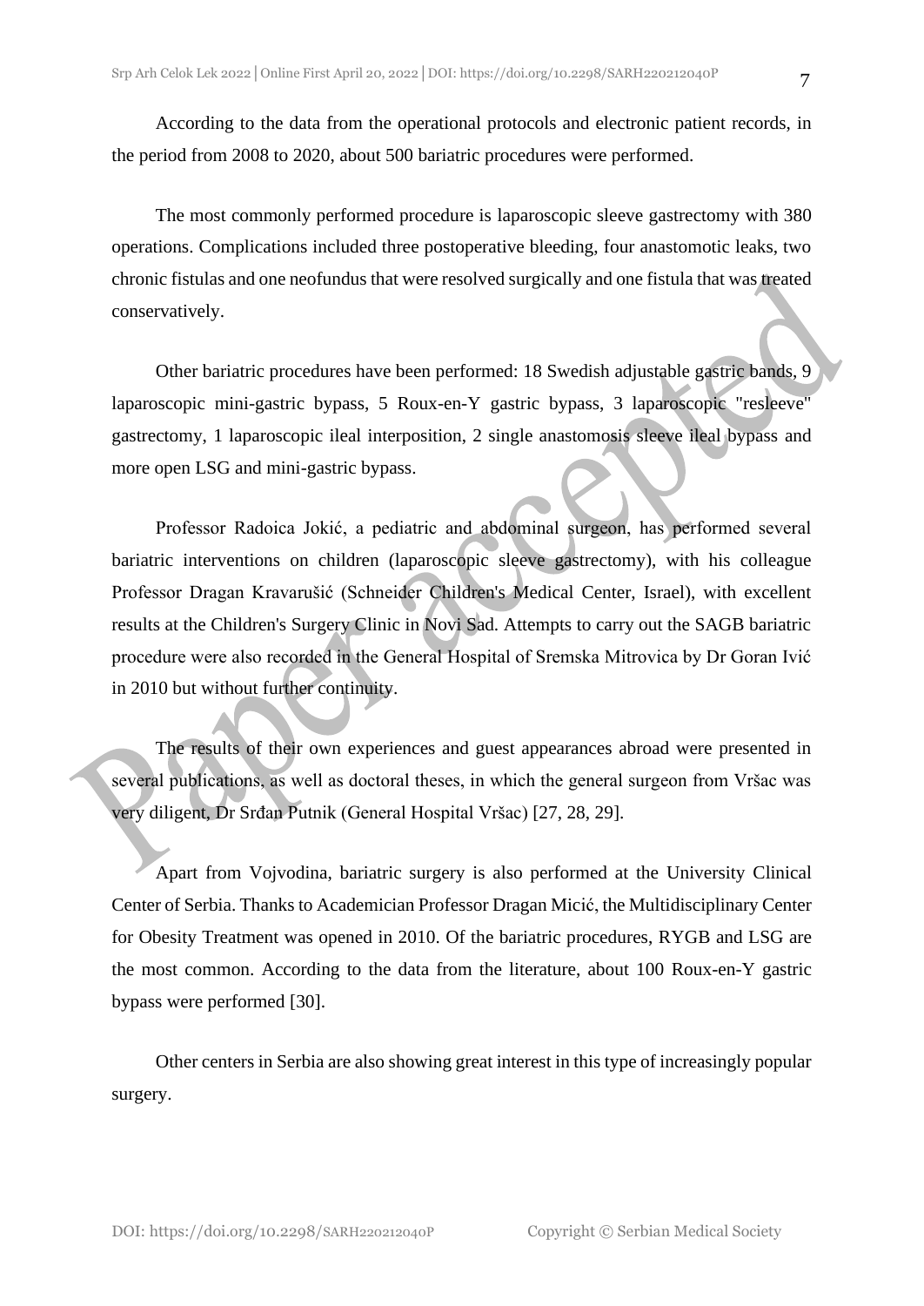According to the data from the operational protocols and electronic patient records, in the period from 2008 to 2020, about 500 bariatric procedures were performed.

The most commonly performed procedure is laparoscopic sleeve gastrectomy with 380 operations. Complications included three postoperative bleeding, four anastomotic leaks, two chronic fistulas and one neofundus that were resolved surgically and one fistula that was treated conservatively.

Other bariatric procedures have been performed: 18 Swedish adjustable gastric bands, 9 laparoscopic mini-gastric bypass, 5 Roux-en-Y gastric bypass, 3 laparoscopic "resleeve" gastrectomy, 1 laparoscopic ileal interposition, 2 single anastomosis sleeve ileal bypass and more open LSG and mini-gastric bypass.

Professor Radoica Jokić, a pediatric and abdominal surgeon, has performed several bariatric interventions on children (laparoscopic sleeve gastrectomy), with his colleague Professor Dragan Kravarušić (Schneider Children's Medical Center, Israel), with excellent results at the Children's Surgery Clinic in Novi Sad. Attempts to carry out the SAGB bariatric procedure were also recorded in the General Hospital of Sremska Mitrovica by Dr Goran Ivić in 2010 but without further continuity.

The results of their own experiences and guest appearances abroad were presented in several publications, as well as doctoral theses, in which the general surgeon from Vršac was very diligent, Dr Srđan Putnik (General Hospital Vršac) [27, 28, 29].

Apart from Vojvodina, bariatric surgery is also performed at the University Clinical Center of Serbia. Thanks to Academician Professor Dragan Micić, the Multidisciplinary Center for Obesity Treatment was opened in 2010. Of the bariatric procedures, RYGB and LSG are the most common. According to the data from the literature, about 100 Roux-en-Y gastric bypass were performed [30].

Other centers in Serbia are also showing great interest in this type of increasingly popular surgery.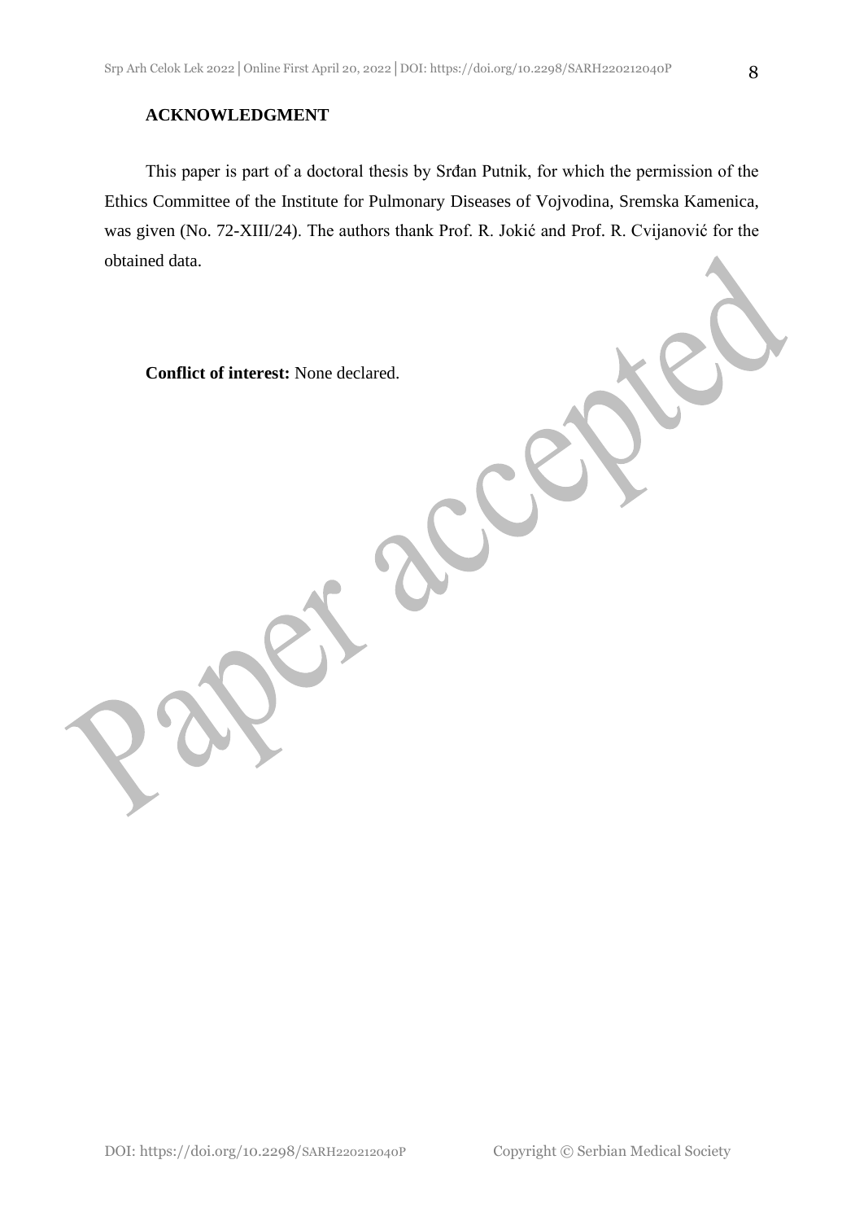**ACKNOWLEDGMENT**

This paper is part of a doctoral thesis by Srđan Putnik, for which the permission of the Ethics Committee of the Institute for Pulmonary Diseases of Vojvodina, Sremska Kamenica, was given (No. 72-XIII/24). The authors thank Prof. R. Jokić and Prof. R. Cvijanović for the obtained data.

**Conflict of interest:** None declared.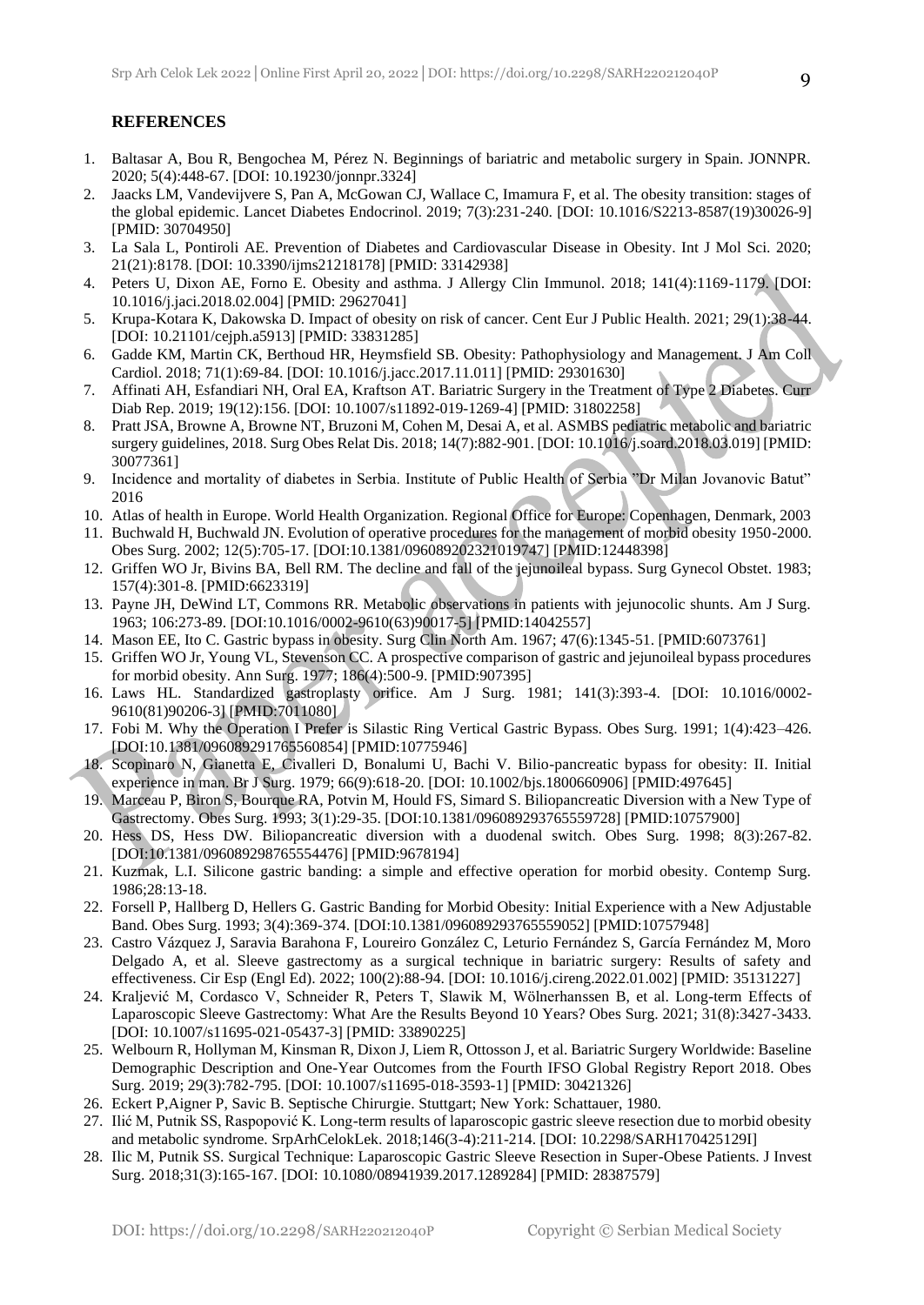## REFERENCES

1. Baltasar A, Bou R, Bengochea M, Pérez N. Beginnings of bariatric and metabolic surgery in Spain. JONNPR. 2020; 5(4):448-67. [DOI: 10.19230/jonnpr.3324]
2. Jaacks LM, Vandevijvere S, Pan A, McGowan CJ, Wallace C, Imamura F, et al. The obesity transition: stages of the global epidemic. Lancet Diabetes Endocrinol. 2019; 7(3):231-240. [DOI: 10.1016/S2213-8587(19)30026-9] [PMID: 30704950]
3. La Sala L, Pontiroli AE. Prevention of Diabetes and Cardiovascular Disease in Obesity. Int J Mol Sci. 2020; 21(21):8178. [DOI: 10.3390/ijms21218178] [PMID: 33142938]
4. Peters U, Dixon AE, Forno E. Obesity and asthma. J Allergy Clin Immunol. 2018; 141(4):1169-1179. [DOI: 10.1016/j.jaci.2018.02.004] [PMID: 29627041]
5. Krupa-Kotara K, Dakowska D. Impact of obesity on risk of cancer. Cent Eur J Public Health. 2021; 29(1):38-44. [DOI: 10.21101/cejph.a5913] [PMID: 33831285]
6. Gadde KM, Martin CK, Berthoud HR, Heymsfield SB. Obesity: Pathophysiology and Management. J Am Coll Cardiol. 2018; 71(1):69-84. [DOI: 10.1016/j.jacc.2017.11.011] [PMID: 29301630]
7. Affinati AH, Esfandiari NH, Oral EA, Kraftson AT. Bariatric Surgery in the Treatment of Type 2 Diabetes. Curr Diab Rep. 2019; 19(12):156. [DOI: 10.1007/s11892-019-1269-4] [PMID: 31802258]
8. Pratt JSA, Browne A, Browne NT, Bruzoni M, Cohen M, Desai A, et al. ASMBS pediatric metabolic and bariatric surgery guidelines, 2018. Surg Obes Relat Dis. 2018; 14(7):882-901. [DOI: 10.1016/j.soard.2018.03.019] [PMID: 30077361]
9. Incidence and mortality of diabetes in Serbia. Institute of Public Health of Serbia "Dr Milan Jovanovic Batut" 2016
10. Atlas of health in Europe. World Health Organization. Regional Office for Europe: Copenhagen, Denmark, 2003
11. Buchwald H, Buchwald JN. Evolution of operative procedures for the management of morbid obesity 1950-2000. Obes Surg. 2002; 12(5):705-17. [DOI:10.1381/096089202321019747] [PMID:12448398]
12. Griffen WO Jr, Bivins BA, Bell RM. The decline and fall of the jejunoileal bypass. Surg Gynecol Obstet. 1983; 157(4):301-8. [PMID:6623319]
13. Payne JH, DeWind LT, Commons RR. Metabolic observations in patients with jejunocolic shunts. Am J Surg. 1963; 106:273-89. [DOI:10.1016/0002-9610(63)90017-5] [PMID:14042557]
14. Mason EE, Ito C. Gastric bypass in obesity. Surg Clin North Am. 1967; 47(6):1345-51. [PMID:6073761]
15. Griffen WO Jr, Young VL, Stevenson CC. A prospective comparison of gastric and jejunoileal bypass procedures for morbid obesity. Ann Surg. 1977; 186(4):500-9. [PMID:907395]
16. Laws HL. Standardized gastroplasty orifice. Am J Surg. 1981; 141(3):393-4. [DOI: 10.1016/0002-9610(81)90206-3] [PMID:7011080]
17. Fobi M. Why the Operation I Prefer is Silastic Ring Vertical Gastric Bypass. Obes Surg. 1991; 1(4):423–426. [DOI:10.1381/096089291765560854] [PMID:10775946]
18. Scopinaro N, Gianetta E, Civalleri D, Bonalumi U, Bachi V. Bilio-pancreatic bypass for obesity: II. Initial experience in man. Br J Surg. 1979; 66(9):618-20. [DOI: 10.1002/bjs.1800660906] [PMID:497645]
19. Marceau P, Biron S, Bourque RA, Potvin M, Hould FS, Simard S. Biliopancreatic Diversion with a New Type of Gastrectomy. Obes Surg. 1993; 3(1):29-35. [DOI:10.1381/096089293765559728] [PMID:10757900]
20. Hess DS, Hess DW. Biliopancreatic diversion with a duodenal switch. Obes Surg. 1998; 8(3):267-82. [DOI:10.1381/096089298765554476] [PMID:9678194]
21. Kuzmak, L.I. Silicone gastric banding: a simple and effective operation for morbid obesity. Contemp Surg. 1986;28:13-18.
22. Forsell P, Hallberg D, Hellers G. Gastric Banding for Morbid Obesity: Initial Experience with a New Adjustable Band. Obes Surg. 1993; 3(4):369-374. [DOI:10.1381/096089293765559052] [PMID:10757948]
23. Castro Vázquez J, Saravia Barahona F, Loureiro González C, Leturio Fernández S, García Fernández M, Moro Delgado A, et al. Sleeve gastrectomy as a surgical technique in bariatric surgery: Results of safety and effectiveness. Cir Esp (Engl Ed). 2022; 100(2):88-94. [DOI: 10.1016/j.cireng.2022.01.002] [PMID: 35131227]
24. Kraljević M, Cordasco V, Schneider R, Peters T, Slawik M, Wölnerhanssen B, et al. Long-term Effects of Laparoscopic Sleeve Gastrectomy: What Are the Results Beyond 10 Years? Obes Surg. 2021; 31(8):3427-3433. [DOI: 10.1007/s11695-021-05437-3] [PMID: 33890225]
25. Welbourn R, Hollyman M, Kinsman R, Dixon J, Liem R, Ottosson J, et al. Bariatric Surgery Worldwide: Baseline Demographic Description and One-Year Outcomes from the Fourth IFSO Global Registry Report 2018. Obes Surg. 2019; 29(3):782-795. [DOI: 10.1007/s11695-018-3593-1] [PMID: 30421326]
26. Eckert P,Aigner P, Savic B. Septische Chirurgie. Stuttgart; New York: Schattauer, 1980.
27. Ilić M, Putnik SS, Raspopović K. Long-term results of laparoscopic gastric sleeve resection due to morbid obesity and metabolic syndrome. SrpArhCelokLek. 2018;146(3-4):211-214. [DOI: 10.2298/SARH170425129I]
28. Ilic M, Putnik SS. Surgical Technique: Laparoscopic Gastric Sleeve Resection in Super-Obese Patients. J Invest Surg. 2018;31(3):165-167. [DOI: 10.1080/08941939.2017.1289284] [PMID: 28387579]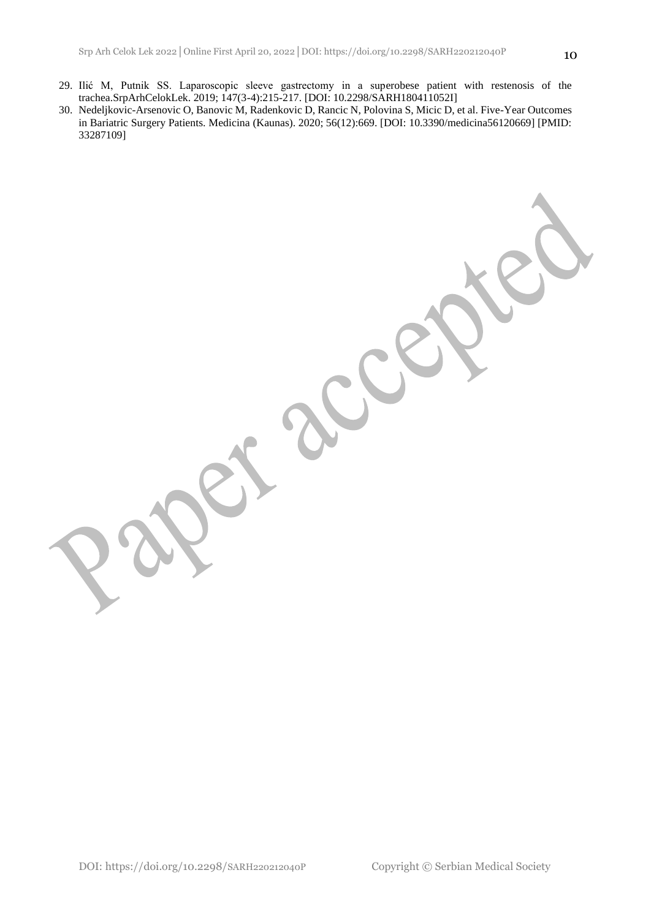29. Ilić M, Putnik SS. Laparoscopic sleeve gastrectomy in a superobese patient with restenosis of the trachea.SrpArhCelokLek. 2019; 147(3-4):215-217. [DOI: 10.2298/SARH180411052I]
30. Nedeljkovic-Arsenovic O, Banovic M, Radenkovic D, Rancic N, Polovina S, Micic D, et al. Five-Year Outcomes in Bariatric Surgery Patients. Medicina (Kaunas). 2020; 56(12):669. [DOI: 10.3390/medicina56120669] [PMID: 33287109]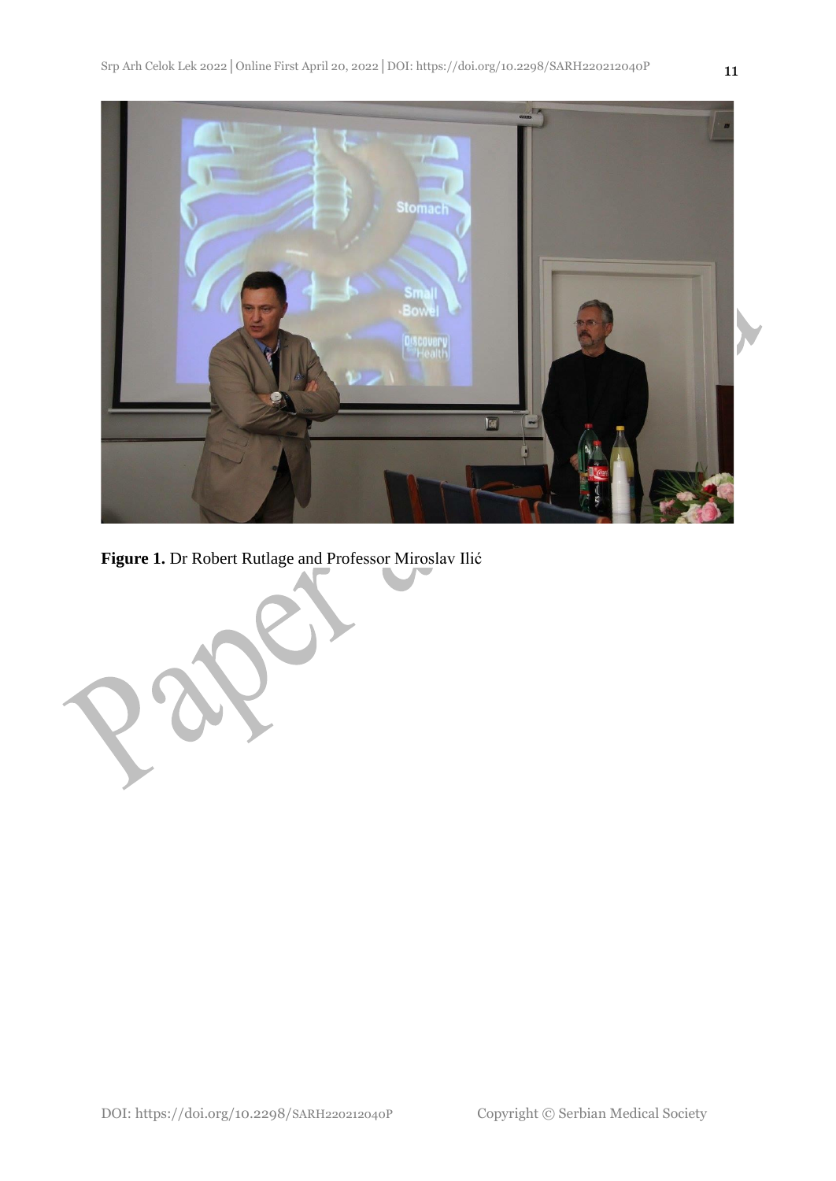Figure 1. Dr Robert Rutlage and Professor Miroslav Ilić